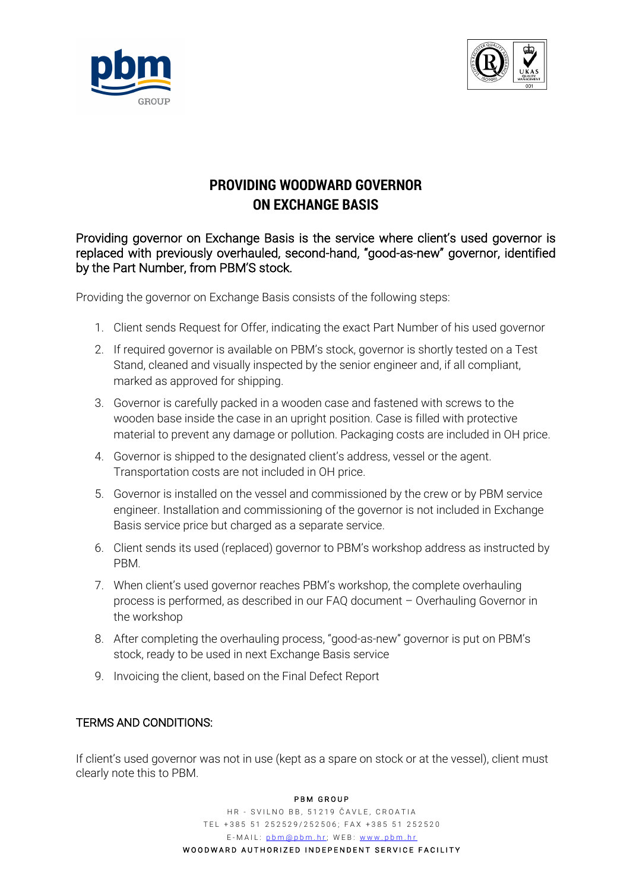# PROVIDING WOODWARD GOVERNOR ON EXCHANGE BASIS

Providing governor on Exchange Basis is the service where client's used governor is replaced with previously overhauled, second-hand, "good-as-new" governor, identified by the Part Number, from PBM'S stock.

Providing the governor on Exchange Basis consists of the following steps:

1. Client sends Request for Offer, indicating the exact Part Number of his used governor
2. If required governor is available on PBM's stock, governor is shortly tested on a Test Stand, cleaned and visually inspected by the senior engineer and, if all compliant, marked as approved for shipping.
3. Governor is carefully packed in a wooden case and fastened with screws to the wooden base inside the case in an upright position. Case is filled with protective material to prevent any damage or pollution. Packaging costs are included in OH price.
4. Governor is shipped to the designated client's address, vessel or the agent. Transportation costs are not included in OH price.
5. Governor is installed on the vessel and commissioned by the crew or by PBM service engineer. Installation and commissioning of the governor is not included in Exchange Basis service price but charged as a separate service.
6. Client sends its used (replaced) governor to PBM's workshop address as instructed by PBM.
7. When client's used governor reaches PBM's workshop, the complete overhauling process is performed, as described in our FAQ document – Overhauling Governor in the workshop
8. After completing the overhauling process, "good-as-new" governor is put on PBM's stock, ready to be used in next Exchange Basis service
9. Invoicing the client, based on the Final Defect Report

## TERMS AND CONDITIONS:

If client's used governor was not in use (kept as a spare on stock or at the vessel), client must clearly note this to PBM.

PBM GROUP
HR - SVILNO BB, 51219 ČAVLE, CROATIA
TEL +385 51 252529/252506; FAX +385 51 252520
E-MAIL: pbm@pbm.hr; WEB: www.pbm.hr
WOODWARD AUTHORIZED INDEPENDENT SERVICE FACILITY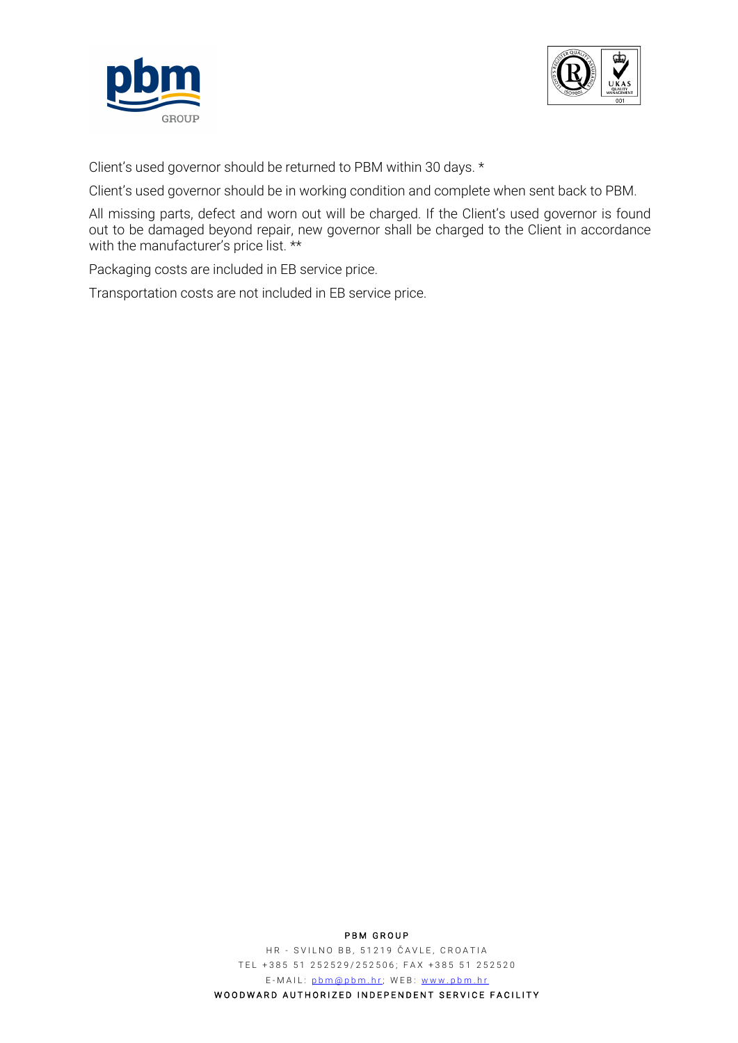Client’s used governor should be returned to PBM within 30 days. *

Client’s used governor should be in working condition and complete when sent back to PBM.

All missing parts, defect and worn out will be charged. If the Client’s used governor is found out to be damaged beyond repair, new governor shall be charged to the Client in accordance with the manufacturer’s price list. **

Packaging costs are included in EB service price.

Transportation costs are not included in EB service price.

PBM GROUP

HR - SVILNO BB, 51219 ČAVLE, CROATIA

TEL +385 51 252529/252506; FAX +385 51 252520

E-MAIL: pbm@pbm.hr; WEB: www.pbm.hr

WOODWARD AUTHORIZED INDEPENDENT SERVICE FACILITY